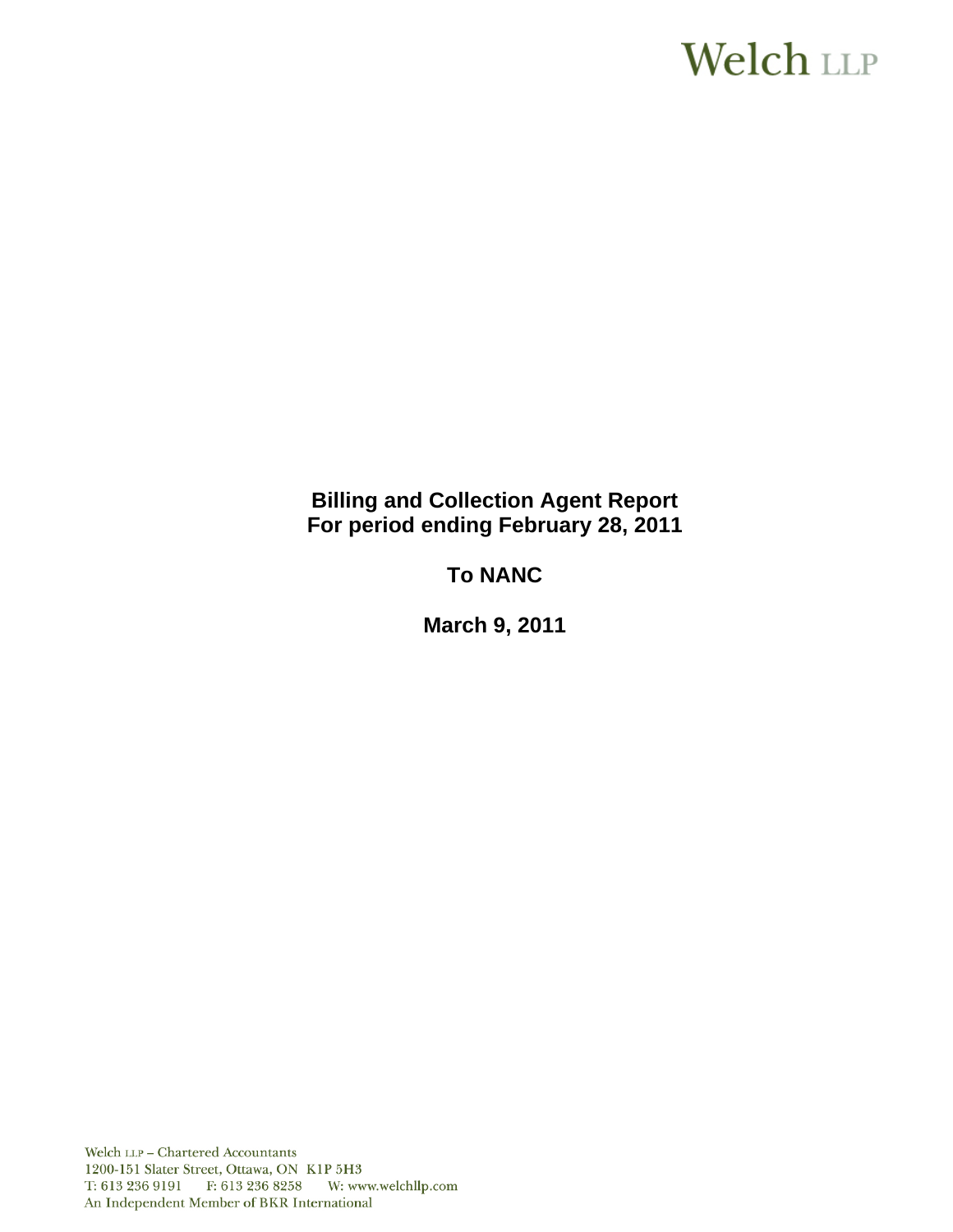Welch LLP

**Billing and Collection Agent Report**
**For period ending February 28, 2011**

**To NANC**

**March 9, 2011**

Welch LLP – Chartered Accountants
1200-151 Slater Street, Ottawa, ON K1P 5H3
T: 613 236 9191 F: 613 236 8258 W: www.welchllp.com
An Independent Member of BKR International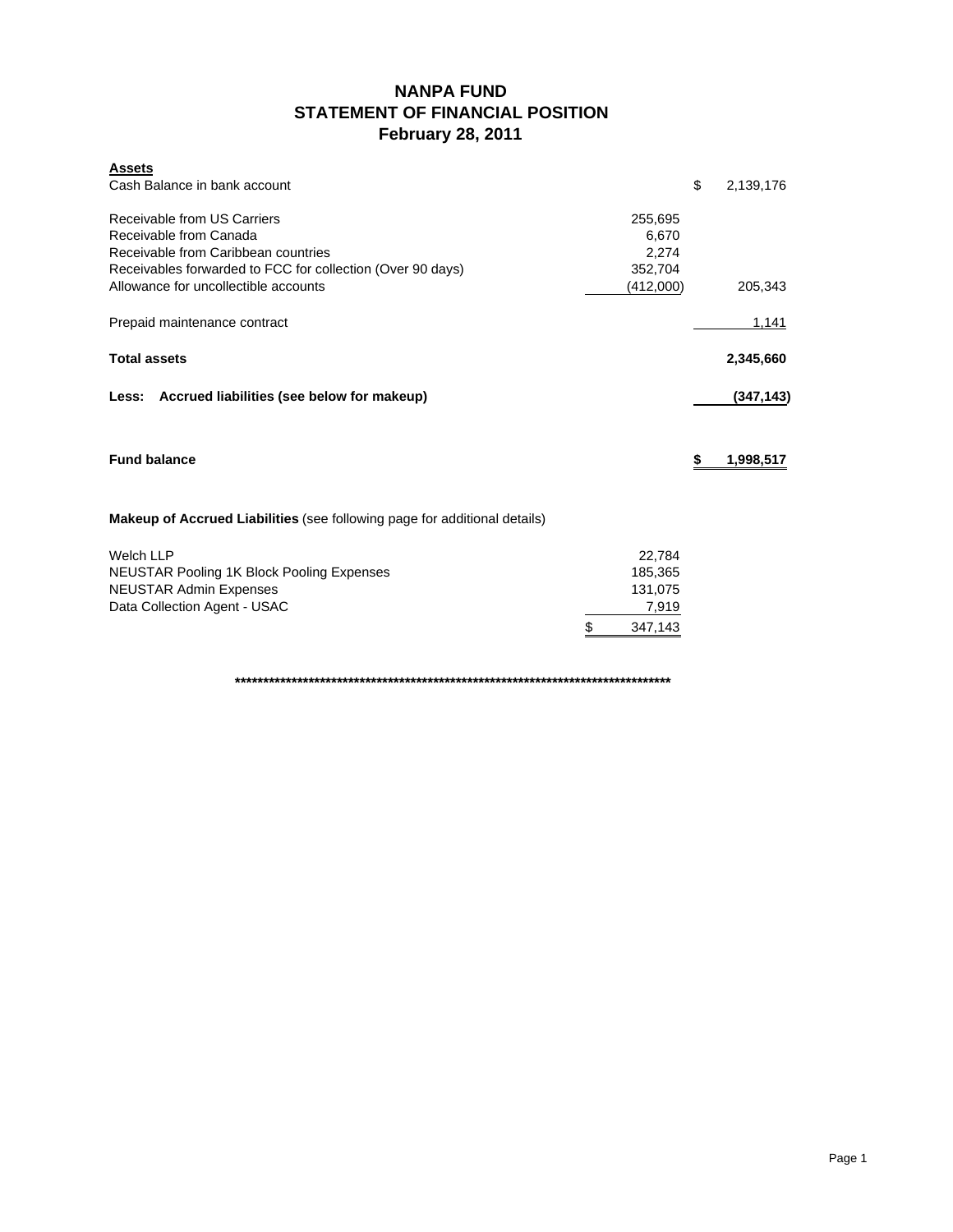# NANPA FUND
## STATEMENT OF FINANCIAL POSITION
## February 28, 2011

| **Assets** | | |
|---|---|---|
| Cash Balance in bank account | | $ 2,139,176 |
| | | |
| Receivable from US Carriers | 255,695 | |
| Receivable from Canada | 6,670 | |
| Receivable from Caribbean countries | 2,274 | |
| Receivables forwarded to FCC for collection (Over 90 days) | 352,704 | |
| Allowance for uncollectible accounts | (412,000) | 205,343 |
| | | |
| Prepaid maintenance contract | | 1,141 |
| | | |
| **Total assets** | | **2,345,660** |
| | | |
| **Less: Accrued liabilities (see below for makeup)** | | **(347,143)** |
| | | |
| **Fund balance** | | **$ 1,998,517** |

**Makeup of Accrued Liabilities** (see following page for additional details)

| | |
|---|---|
| Welch LLP | 22,784 |
| NEUSTAR Pooling 1K Block Pooling Expenses | 185,365 |
| NEUSTAR Admin Expenses | 131,075 |
| Data Collection Agent - USAC | 7,919 |
| | $ 347,143 |

********************************************************************************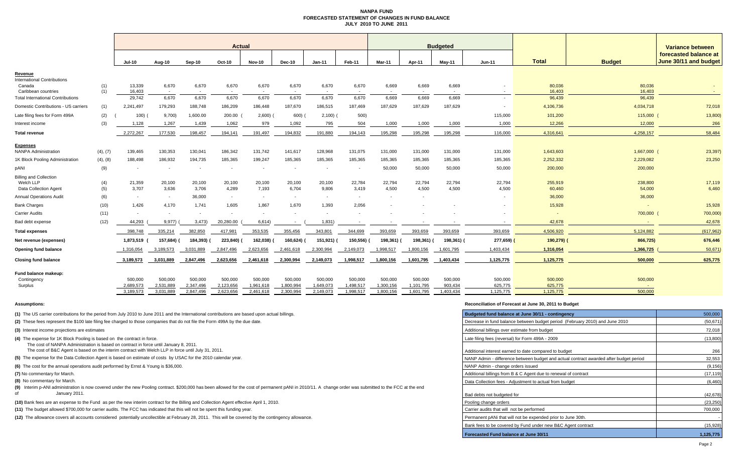# NANPA FUND
## FORECASTED STATEMENT OF CHANGES IN FUND BALANCE
### JULY 2010 TO JUNE 2011

| | | Actual | | | | | | | | Budgeted | | | | | | Variance between forecasted balance at June 30/11 and budget |
|---|---|---|---|---|---|---|---|---|---|---|---|---|---|---|---|---|
| | | Jul-10 | Aug-10 | Sep-10 | Oct-10 | Nov-10 | Dec-10 | Jan-11 | Feb-11 | Mar-11 | Apr-11 | May-11 | Jun-11 | Total | Budget | |
| **Revenue** | | | | | | | | | | | | | | | | |
| International Contributions | | | | | | | | | | | | | | | | |
| Canada | (1) | 13,339 | 6,670 | 6,670 | 6,670 | 6,670 | 6,670 | 6,670 | 6,670 | 6,669 | 6,669 | 6,669 | - | 80,036 | 80,036 | - |
| Caribbean countries | (1) | 16,403 | - | - | - | - | - | - | - | - | - | - | - | 16,403 | 16,403 | - |
| Total International Contributions | | 29,742 | 6,670 | 6,670 | 6,670 | 6,670 | 6,670 | 6,670 | 6,670 | 6,669 | 6,669 | 6,669 | - | 96,439 | 96,439 | |
| Domestic Contributions - US carriers | (1) | 2,241,497 | 179,293 | 188,748 | 186,209 | 186,448 | 187,670 | 186,515 | 187,469 | 187,629 | 187,629 | 187,629 | - | 4,106,736 | 4,034,718 | 72,018 |
| Late filing fees for Form 499A | (2) | (100) | (9,700) | 1,600.00 | 200.00 | (2,600) | (600) | (2,100) | (500) | | | | 115,000 | 101,200 | 115,000 | (13,800) |
| Interest income | (3) | 1,128 | 1,267 | 1,439 | 1,062 | 979 | 1,092 | 795 | 504 | 1,000 | 1,000 | 1,000 | 1,000 | 12,266 | 12,000 | 266 |
| **Total revenue** | | 2,272,267 | 177,530 | 198,457 | 194,141 | 191,497 | 194,832 | 191,880 | 194,143 | 195,298 | 195,298 | 195,298 | 116,000 | 4,316,641 | 4,258,157 | 58,484 |
| **Expenses** | | | | | | | | | | | | | | | | |
| NANPA Administration | (4), (7) | 139,465 | 130,353 | 130,041 | 186,342 | 131,742 | 141,617 | 128,968 | 131,075 | 131,000 | 131,000 | 131,000 | 131,000 | 1,643,603 | 1,667,000 | (23,397) |
| 1K Block Pooling Administration | (4), (8) | 188,498 | 186,932 | 194,735 | 185,365 | 199,247 | 185,365 | 185,365 | 185,365 | 185,365 | 185,365 | 185,365 | 185,365 | 2,252,332 | 2,229,082 | 23,250 |
| pANI | (9) | - | - | - | - | - | - | - | - | 50,000 | 50,000 | 50,000 | 50,000 | 200,000 | 200,000 | |
| Billing and Collection | | | | | | | | | | | | | | | | |
| Welch LLP | (4) | 21,359 | 20,100 | 20,100 | 20,100 | 20,100 | 20,100 | 20,100 | 22,784 | 22,794 | 22,794 | 22,794 | 22,794 | 255,919 | 238,800 | 17,119 |
| Data Collection Agent | (5) | 3,707 | 3,636 | 3,706 | 4,289 | 7,193 | 6,704 | 9,806 | 3,419 | 4,500 | 4,500 | 4,500 | 4,500 | 60,460 | 54,000 | 6,460 |
| Annual Operations Audit | (6) | - | - | 36,000 | - | - | - | - | - | - | - | | - | 36,000 | 36,000 | |
| Bank Charges | (10) | 1,426 | 4,170 | 1,741 | 1,605 | 1,867 | 1,670 | 1,393 | 2,056 | - | - | - | - | 15,928 | - | 15,928 |
| Carrier Audits | (11) | - | - | - | - | - | - | - | - | - | - | - | - | - | 700,000 | (700,000) |
| Bad debt expense | (12) | 44,293 | (9,977) | (3,473) | 20,280.00 | (6,614) | - | (1,831) | - | - | - | - | - | 42,678 | - | 42,678 |
| **Total expenses** | | 398,748 | 335,214 | 382,850 | 417,981 | 353,535 | 355,456 | 343,801 | 344,699 | 393,659 | 393,659 | 393,659 | 393,659 | 4,506,920 | 5,124,882 | (617,962) |
| **Net revenue (expenses)** | | 1,873,519 | (157,684) | (184,393) | (223,840) | (162,038) | (160,624) | (151,921) | (150,556) | (198,361) | (198,361) | (198,361) | (277,659) | (190,279) | (866,725) | 676,446 |
| **Opening fund balance** | | 1,316,054 | 3,189,573 | 3,031,889 | 2,847,496 | 2,623,656 | 2,461,618 | 2,300,994 | 2,149,073 | 1,998,517 | 1,800,156 | 1,601,795 | 1,403,434 | 1,316,054 | 1,366,725 | (50,671) |
| **Closing fund balance** | | 3,189,573 | 3,031,889 | 2,847,496 | 2,623,656 | 2,461,618 | 2,300,994 | 2,149,073 | 1,998,517 | 1,800,156 | 1,601,795 | 1,403,434 | 1,125,775 | 1,125,775 | 500,000 | 625,775 |
| **Fund balance makeup:** | | | | | | | | | | | | | | | | |
| Contingency | | 500,000 | 500,000 | 500,000 | 500,000 | 500,000 | 500,000 | 500,000 | 500,000 | 500,000 | 500,000 | 500,000 | 500,000 | 500,000 | 500,000 | |
| Surplus | | 2,689,573 | 2,531,889 | 2,347,496 | 2,123,656 | 1,961,618 | 1,800,994 | 1,649,073 | 1,498,517 | 1,300,156 | 1,101,795 | 903,434 | 625,775 | 625,775 | - | |
| | | 3,189,573 | 3,031,889 | 2,847,496 | 2,623,656 | 2,461,618 | 2,300,994 | 2,149,073 | 1,998,517 | 1,800,156 | 1,601,795 | 1,403,434 | 1,125,775 | 1,125,775 | 500,000 | |

**Assumptions:**

**(1)** The US carrier contributions for the period from July 2010 to June 2011 and the International contributions are based upon actual billings.

**(2)** These fees represent the $100 late filing fee charged to those companies that do not file the Form 499A by the due date.

**(3)** Interest income projections are estimates

**(4)** The expense for 1K Block Pooling is based on the contract in force.
The cost of NANPA Administration is based on contract in force until January 8, 2011.
The cost of B&C Agent is based on the interim contract with Welch LLP in force until July 31, 2011.

**(5)** The expense for the Data Collection Agent is based on estimate of costs by USAC for the 2010 calendar year.

**(6)** The cost for the annual operations audit performed by Ernst & Young is $36,000.

**(7)** No commentary for March.

**(8)** No commentary for March.

**(9)** Interim p-ANI administration is now covered under the new Pooling contract. $200,000 has been allowed for the cost of permanent pANI in 2010/11. A change order was submitted to the FCC at the end of January 2011.

**(10)** Bank fees are an expense to the Fund as per the new interim contract for the Billing and Collection Agent effective April 1, 2010.

**(11)** The budget allowed $700,000 for carrier audits. The FCC has indicated that this will not be spent this funding year.

**(12)** The allowance covers all accounts considered potentially uncollectible at February 28, 2011. This will be covered by the contingency allowance.

**Reconciliation of Forecast at June 30, 2011 to Budget**

| | |
|---|---|
| **Budgeted fund balance at June 30/11 - contingency** | 500,000 |
| Decrease in fund balance between budget period (February 2010) and June 2010 | (50,671) |
| Additional billings over estimate from budget | 72,018 |
| Late filing fees (reversal) for Form 499A - 2009 | (13,800) |
| Additional interest earned to date compared to budget | 266 |
| NANP Admin - difference between budget and actual contract awarded after budget period | 32,553 |
| NANP Admin - change orders issued | (9,156) |
| Additional billings from B & C Agent due to renewal of contract | (17,119) |
| Data Collection fees - Adjustment to actual from budget | (6,460) |
| Bad debts not budgeted for | (42,678) |
| Pooling change orders | (23,250) |
| Carrier audits that will not be performed | 700,000 |
| Permanent pANi that will not be expended prior to June 30th. | - |
| Bank fees to be covered by Fund under new B&C Agent contract | (15,928) |
| **Forecasted Fund balance at June 30/11** | **1,125,775** |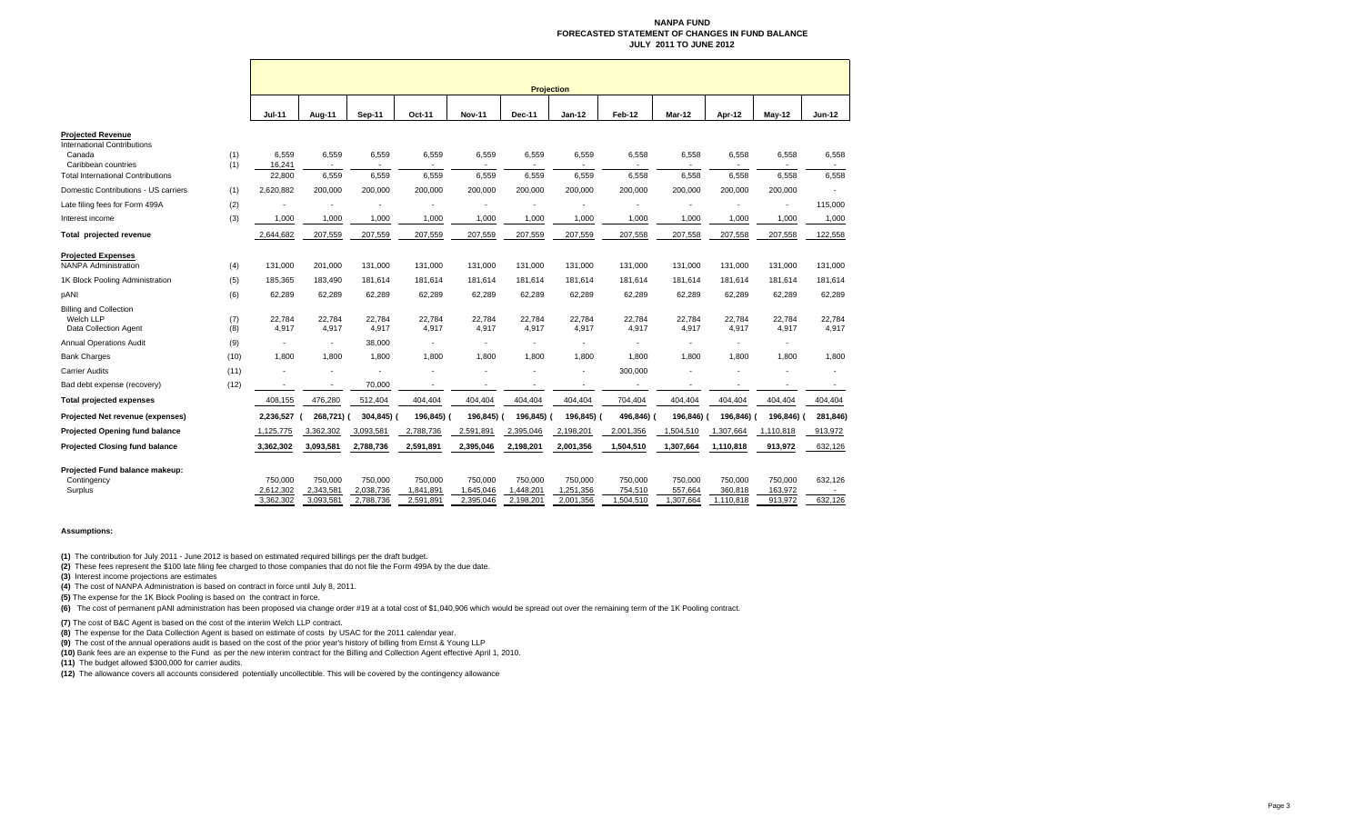# NANPA FUND
## FORECASTED STATEMENT OF CHANGES IN FUND BALANCE
## JULY 2011 TO JUNE 2012

| | | Projection | | | | | | | | | | | |
|---|---|---|---|---|---|---|---|---|---|---|---|---|---|
| | | Jul-11 | Aug-11 | Sep-11 | Oct-11 | Nov-11 | Dec-11 | Jan-12 | Feb-12 | Mar-12 | Apr-12 | May-12 | Jun-12 |
| **Projected Revenue** | | | | | | | | | | | | | |
| International Contributions | | | | | | | | | | | | | |
| Canada | (1) | 6,559 | 6,559 | 6,559 | 6,559 | 6,559 | 6,559 | 6,559 | 6,558 | 6,558 | 6,558 | 6,558 | 6,558 |
| Caribbean countries | (1) | 16,241 | - | - | - | - | - | - | - | - | - | - | - |
| Total International Contributions | | 22,800 | 6,559 | 6,559 | 6,559 | 6,559 | 6,559 | 6,559 | 6,558 | 6,558 | 6,558 | 6,558 | 6,558 |
| Domestic Contributions - US carriers | (1) | 2,620,882 | 200,000 | 200,000 | 200,000 | 200,000 | 200,000 | 200,000 | 200,000 | 200,000 | 200,000 | 200,000 | - |
| Late filing fees for Form 499A | (2) | - | - | - | - | - | - | - | - | - | - | - | 115,000 |
| Interest income | (3) | 1,000 | 1,000 | 1,000 | 1,000 | 1,000 | 1,000 | 1,000 | 1,000 | 1,000 | 1,000 | 1,000 | 1,000 |
| **Total projected revenue** | | 2,644,682 | 207,559 | 207,559 | 207,559 | 207,559 | 207,559 | 207,559 | 207,558 | 207,558 | 207,558 | 207,558 | 122,558 |
| **Projected Expenses** | | | | | | | | | | | | | |
| NANPA Administration | (4) | 131,000 | 201,000 | 131,000 | 131,000 | 131,000 | 131,000 | 131,000 | 131,000 | 131,000 | 131,000 | 131,000 | 131,000 |
| 1K Block Pooling Administration | (5) | 185,365 | 183,490 | 181,614 | 181,614 | 181,614 | 181,614 | 181,614 | 181,614 | 181,614 | 181,614 | 181,614 | 181,614 |
| pANI | (6) | 62,289 | 62,289 | 62,289 | 62,289 | 62,289 | 62,289 | 62,289 | 62,289 | 62,289 | 62,289 | 62,289 | 62,289 |
| Billing and Collection | | | | | | | | | | | | | |
| Welch LLP | (7) | 22,784 | 22,784 | 22,784 | 22,784 | 22,784 | 22,784 | 22,784 | 22,784 | 22,784 | 22,784 | 22,784 | 22,784 |
| Data Collection Agent | (8) | 4,917 | 4,917 | 4,917 | 4,917 | 4,917 | 4,917 | 4,917 | 4,917 | 4,917 | 4,917 | 4,917 | 4,917 |
| Annual Operations Audit | (9) | - | - | 38,000 | - | - | - | - | - | - | - | - | - |
| Bank Charges | (10) | 1,800 | 1,800 | 1,800 | 1,800 | 1,800 | 1,800 | 1,800 | 1,800 | 1,800 | 1,800 | 1,800 | 1,800 |
| Carrier Audits | (11) | - | - | - | - | - | - | - | 300,000 | - | - | - | - |
| Bad debt expense (recovery) | (12) | - | - | 70,000 | - | - | - | - | - | - | - | - | - |
| **Total projected expenses** | | 408,155 | 476,280 | 512,404 | 404,404 | 404,404 | 404,404 | 404,404 | 704,404 | 404,404 | 404,404 | 404,404 | 404,404 |
| **Projected Net revenue (expenses)** | | 2,236,527 | (268,721) | (304,845) | (196,845) | (196,845) | (196,845) | (196,845) | (496,846) | (196,846) | (196,846) | (196,846) | (281,846) |
| **Projected Opening fund balance** | | 1,125,775 | 3,362,302 | 3,093,581 | 2,788,736 | 2,591,891 | 2,395,046 | 2,198,201 | 2,001,356 | 1,504,510 | 1,307,664 | 1,110,818 | 913,972 |
| **Projected Closing fund balance** | | 3,362,302 | 3,093,581 | 2,788,736 | 2,591,891 | 2,395,046 | 2,198,201 | 2,001,356 | 1,504,510 | 1,307,664 | 1,110,818 | 913,972 | 632,126 |
| **Projected Fund balance makeup:** | | | | | | | | | | | | | |
| Contingency | | 750,000 | 750,000 | 750,000 | 750,000 | 750,000 | 750,000 | 750,000 | 750,000 | 750,000 | 750,000 | 750,000 | 632,126 |
| Surplus | | 2,612,302 | 2,343,581 | 2,038,736 | 1,841,891 | 1,645,046 | 1,448,201 | 1,251,356 | 754,510 | 557,664 | 360,818 | 163,972 | - |
| | | 3,362,302 | 3,093,581 | 2,788,736 | 2,591,891 | 2,395,046 | 2,198,201 | 2,001,356 | 1,504,510 | 1,307,664 | 1,110,818 | 913,972 | 632,126 |

**Assumptions:**

**(1)** The contribution for July 2011 - June 2012 is based on estimated required billings per the draft budget.

**(2)** These fees represent the $100 late filing fee charged to those companies that do not file the Form 499A by the due date.

**(3)** Interest income projections are estimates

**(4)** The cost of NANPA Administration is based on contract in force until July 8, 2011.

**(5)** The expense for the 1K Block Pooling is based on the contract in force.

**(6)** The cost of permanent pANI administration has been proposed via change order #19 at a total cost of $1,040,906 which would be spread out over the remaining term of the 1K Pooling contract.

**(7)** The cost of B&C Agent is based on the cost of the interim Welch LLP contract.

**(8)** The expense for the Data Collection Agent is based on estimate of costs by USAC for the 2011 calendar year.

**(9)** The cost of the annual operations audit is based on the cost of the prior year's history of billing from Ernst & Young LLP

**(10)** Bank fees are an expense to the Fund as per the new interim contract for the Billing and Collection Agent effective April 1, 2010.

**(11)** The budget allowed $300,000 for carrier audits.

**(12)** The allowance covers all accounts considered potentially uncollectible. This will be covered by the contingency allowance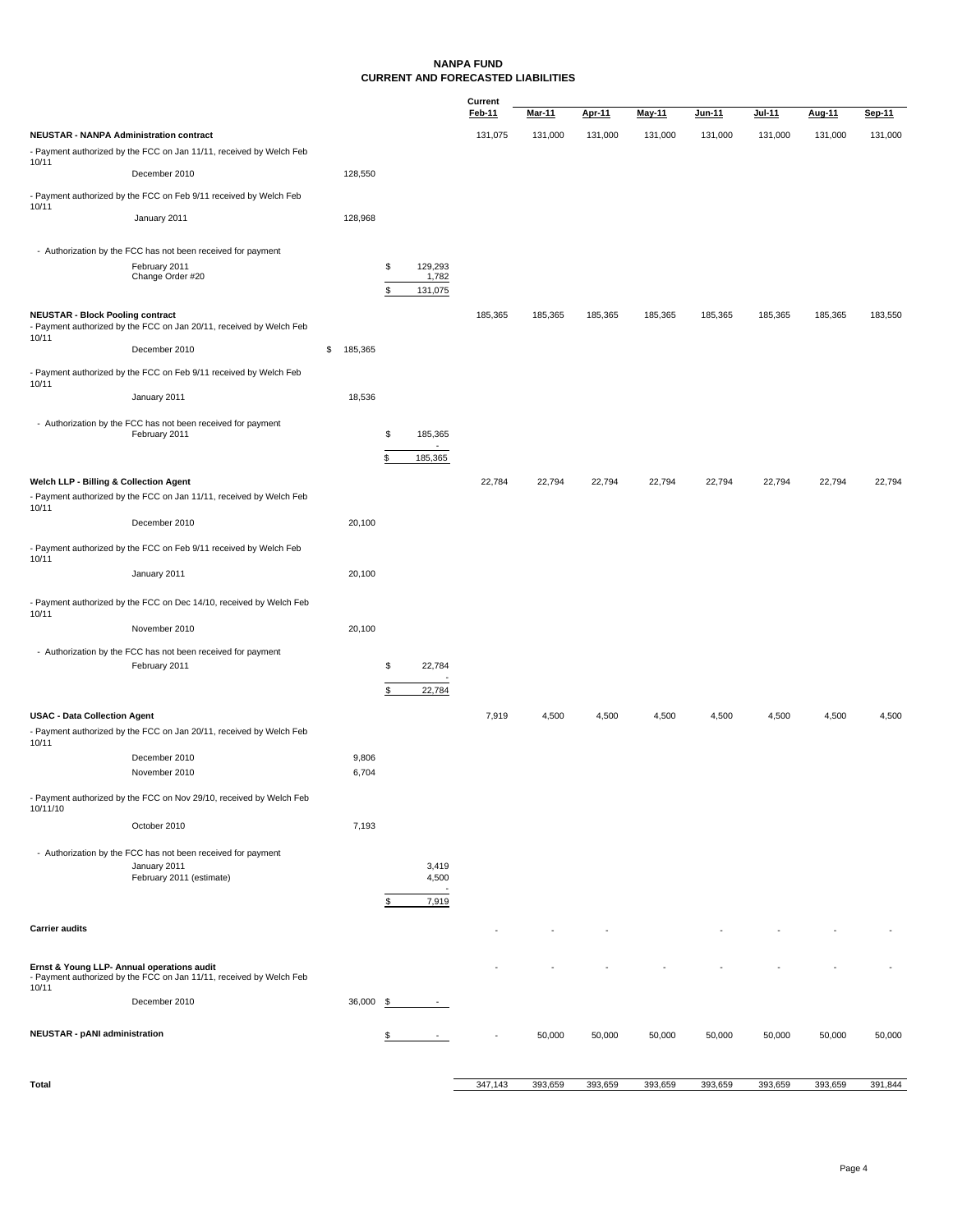# NANPA FUND
## CURRENT AND FORECASTED LIABILITIES

| | | | | Current Feb-11 | Mar-11 | Apr-11 | May-11 | Jun-11 | Jul-11 | Aug-11 | Sep-11 |
|---|---|---|---|---|---|---|---|---|---|---|---|
| **NEUSTAR - NANPA Administration contract** | | | | 131,075 | 131,000 | 131,000 | 131,000 | 131,000 | 131,000 | 131,000 | 131,000 |
| - Payment authorized by the FCC on Jan 11/11, received by Welch Feb 10/11 | | | | | | | | | | | |
| | December 2010 | 128,550 | | | | | | | | | |
| - Payment authorized by the FCC on Feb 9/11 received by Welch Feb 10/11 | | | | | | | | | | | |
| | January 2011 | 128,968 | | | | | | | | | |
| - Authorization by the FCC has not been received for payment | | | | | | | | | | | |
| | February 2011 | | $ 129,293 | | | | | | | | |
| | Change Order #20 | | 1,782 | | | | | | | | |
| | | | $ 131,075 | | | | | | | | |
| **NEUSTAR - Block Pooling contract** | | | | 185,365 | 185,365 | 185,365 | 185,365 | 185,365 | 185,365 | 185,365 | 183,550 |
| - Payment authorized by the FCC on Jan 20/11, received by Welch Feb 10/11 | | | | | | | | | | | |
| | December 2010 | $ 185,365 | | | | | | | | | |
| - Payment authorized by the FCC on Feb 9/11 received by Welch Feb 10/11 | | | | | | | | | | | |
| | January 2011 | 18,536 | | | | | | | | | |
| - Authorization by the FCC has not been received for payment | | | | | | | | | | | |
| | February 2011 | | $ 185,365 | | | | | | | | |
| | | | - | | | | | | | | |
| | | | $ 185,365 | | | | | | | | |
| **Welch LLP - Billing & Collection Agent** | | | | 22,784 | 22,794 | 22,794 | 22,794 | 22,794 | 22,794 | 22,794 | 22,794 |
| - Payment authorized by the FCC on Jan 11/11, received by Welch Feb 10/11 | | | | | | | | | | | |
| | December 2010 | 20,100 | | | | | | | | | |
| - Payment authorized by the FCC on Feb 9/11 received by Welch Feb 10/11 | | | | | | | | | | | |
| | January 2011 | 20,100 | | | | | | | | | |
| - Payment authorized by the FCC on Dec 14/10, received by Welch Feb 10/11 | | | | | | | | | | | |
| | November 2010 | 20,100 | | | | | | | | | |
| - Authorization by the FCC has not been received for payment | | | | | | | | | | | |
| | February 2011 | | $ 22,784 | | | | | | | | |
| | | | - | | | | | | | | |
| | | | $ 22,784 | | | | | | | | |
| **USAC - Data Collection Agent** | | | | 7,919 | 4,500 | 4,500 | 4,500 | 4,500 | 4,500 | 4,500 | 4,500 |
| - Payment authorized by the FCC on Jan 20/11, received by Welch Feb 10/11 | | | | | | | | | | | |
| | December 2010 | 9,806 | | | | | | | | | |
| | November 2010 | 6,704 | | | | | | | | | |
| - Payment authorized by the FCC on Nov 29/10, received by Welch Feb 10/11/10 | | | | | | | | | | | |
| | October 2010 | 7,193 | | | | | | | | | |
| - Authorization by the FCC has not been received for payment | | | | | | | | | | | |
| | January 2011 | | 3,419 | | | | | | | | |
| | February 2011 (estimate) | | 4,500 | | | | | | | | |
| | | | - | | | | | | | | |
| | | | $ 7,919 | | | | | | | | |
| **Carrier audits** | | | | - | - | - | | - | - | - | - |
| **Ernst & Young LLP- Annual operations audit** | | | | - | - | - | - | - | - | - | - |
| - Payment authorized by the FCC on Jan 11/11, received by Welch Feb 10/11 | | | | | | | | | | | |
| | December 2010 | 36,000 | $ - | | | | | | | | |
| **NEUSTAR - pANI administration** | | | $ - | - | 50,000 | 50,000 | 50,000 | 50,000 | 50,000 | 50,000 | 50,000 |
| **Total** | | | | 347,143 | 393,659 | 393,659 | 393,659 | 393,659 | 393,659 | 393,659 | 391,844 |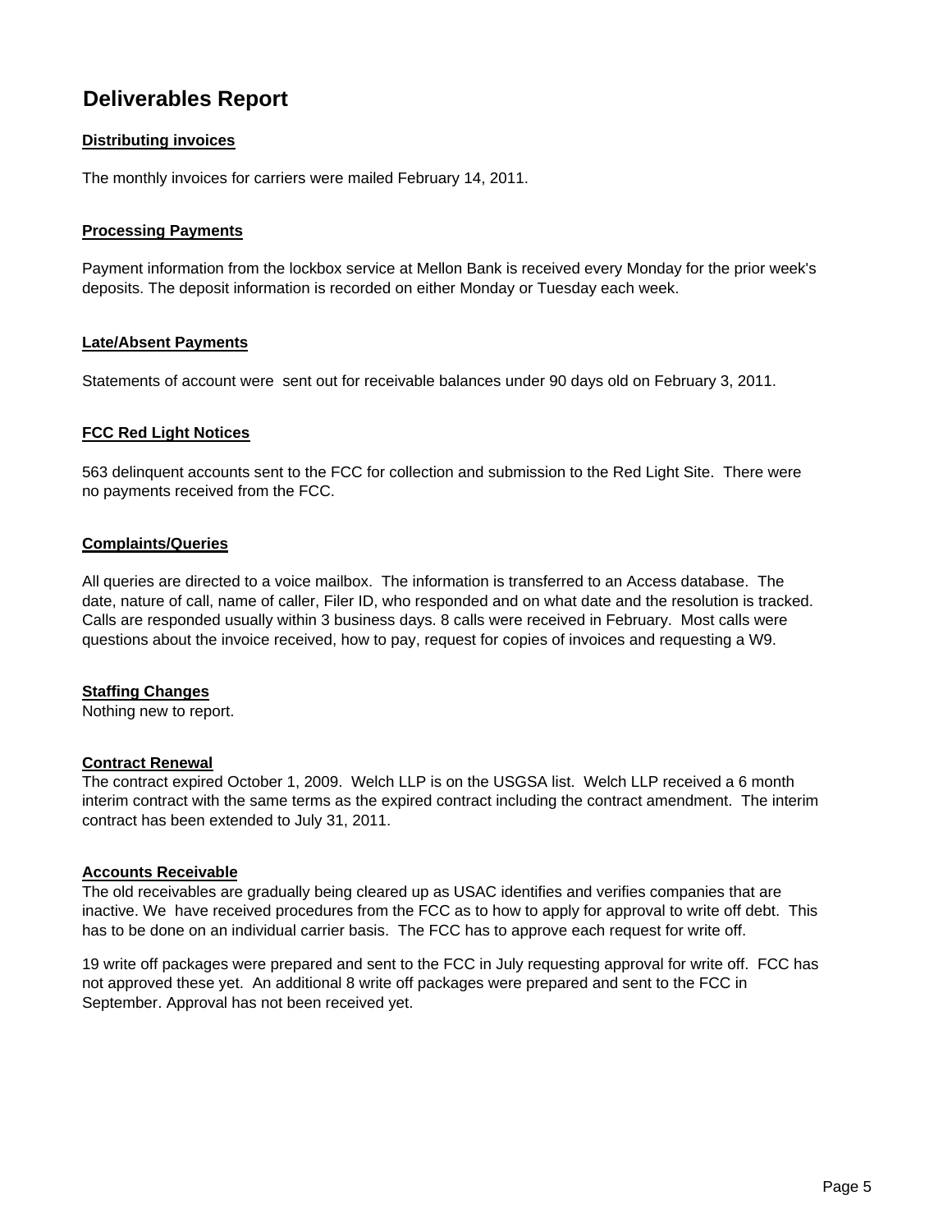# Deliverables Report

**Distributing invoices**

The monthly invoices for carriers were mailed February 14, 2011.

**Processing Payments**

Payment information from the lockbox service at Mellon Bank is received every Monday for the prior week's deposits. The deposit information is recorded on either Monday or Tuesday each week.

**Late/Absent Payments**

Statements of account were sent out for receivable balances under 90 days old on February 3, 2011.

**FCC Red Light Notices**

563 delinquent accounts sent to the FCC for collection and submission to the Red Light Site. There were no payments received from the FCC.

**Complaints/Queries**

All queries are directed to a voice mailbox. The information is transferred to an Access database. The date, nature of call, name of caller, Filer ID, who responded and on what date and the resolution is tracked. Calls are responded usually within 3 business days. 8 calls were received in February. Most calls were questions about the invoice received, how to pay, request for copies of invoices and requesting a W9.

**Staffing Changes**

Nothing new to report.

**Contract Renewal**

The contract expired October 1, 2009. Welch LLP is on the USGSA list. Welch LLP received a 6 month interim contract with the same terms as the expired contract including the contract amendment. The interim contract has been extended to July 31, 2011.

**Accounts Receivable**

The old receivables are gradually being cleared up as USAC identifies and verifies companies that are inactive. We have received procedures from the FCC as to how to apply for approval to write off debt. This has to be done on an individual carrier basis. The FCC has to approve each request for write off.

19 write off packages were prepared and sent to the FCC in July requesting approval for write off. FCC has not approved these yet. An additional 8 write off packages were prepared and sent to the FCC in September. Approval has not been received yet.